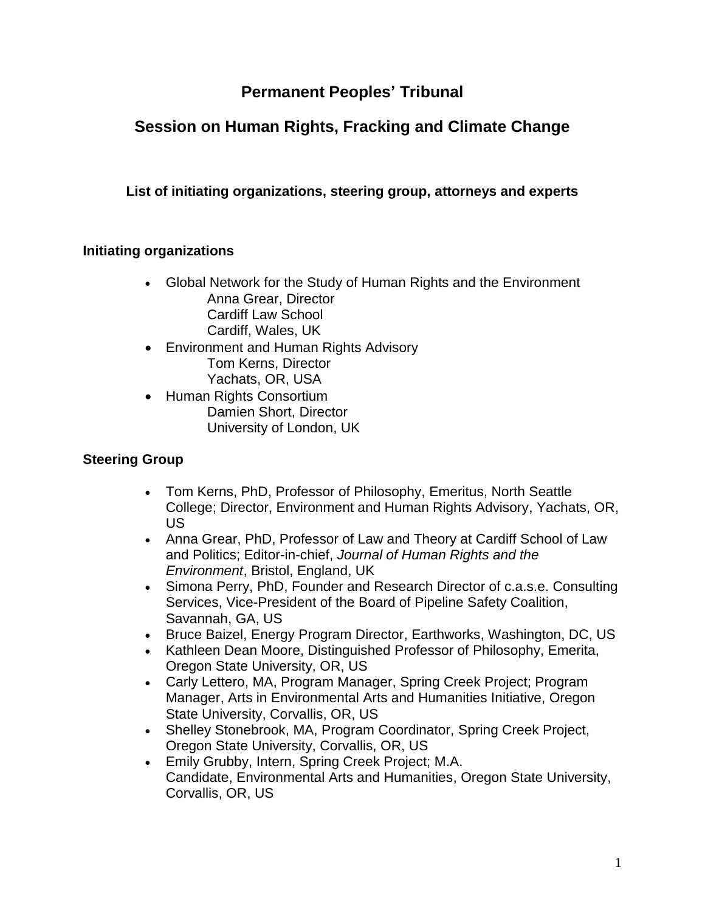# Permanent Peoples' Tribunal

## Session on Human Rights, Fracking and Climate Change

### List of initiating organizations, steering group, attorneys and experts

### Initiating organizations

- Global Network for the Study of Human Rights and the Environment
  Anna Grear, Director
  Cardiff Law School
  Cardiff, Wales, UK
- Environment and Human Rights Advisory
  Tom Kerns, Director
  Yachats, OR, USA
- Human Rights Consortium
  Damien Short, Director
  University of London, UK

### Steering Group

- Tom Kerns, PhD, Professor of Philosophy, Emeritus, North Seattle College; Director, Environment and Human Rights Advisory, Yachats, OR, US
- Anna Grear, PhD, Professor of Law and Theory at Cardiff School of Law and Politics; Editor-in-chief, *Journal of Human Rights and the Environment*, Bristol, England, UK
- Simona Perry, PhD, Founder and Research Director of c.a.s.e. Consulting Services, Vice-President of the Board of Pipeline Safety Coalition, Savannah, GA, US
- Bruce Baizel, Energy Program Director, Earthworks, Washington, DC, US
- Kathleen Dean Moore, Distinguished Professor of Philosophy, Emerita, Oregon State University, OR, US
- Carly Lettero, MA, Program Manager, Spring Creek Project; Program Manager, Arts in Environmental Arts and Humanities Initiative, Oregon State University, Corvallis, OR, US
- Shelley Stonebrook, MA, Program Coordinator, Spring Creek Project, Oregon State University, Corvallis, OR, US
- Emily Grubby, Intern, Spring Creek Project; M.A. Candidate, Environmental Arts and Humanities, Oregon State University, Corvallis, OR, US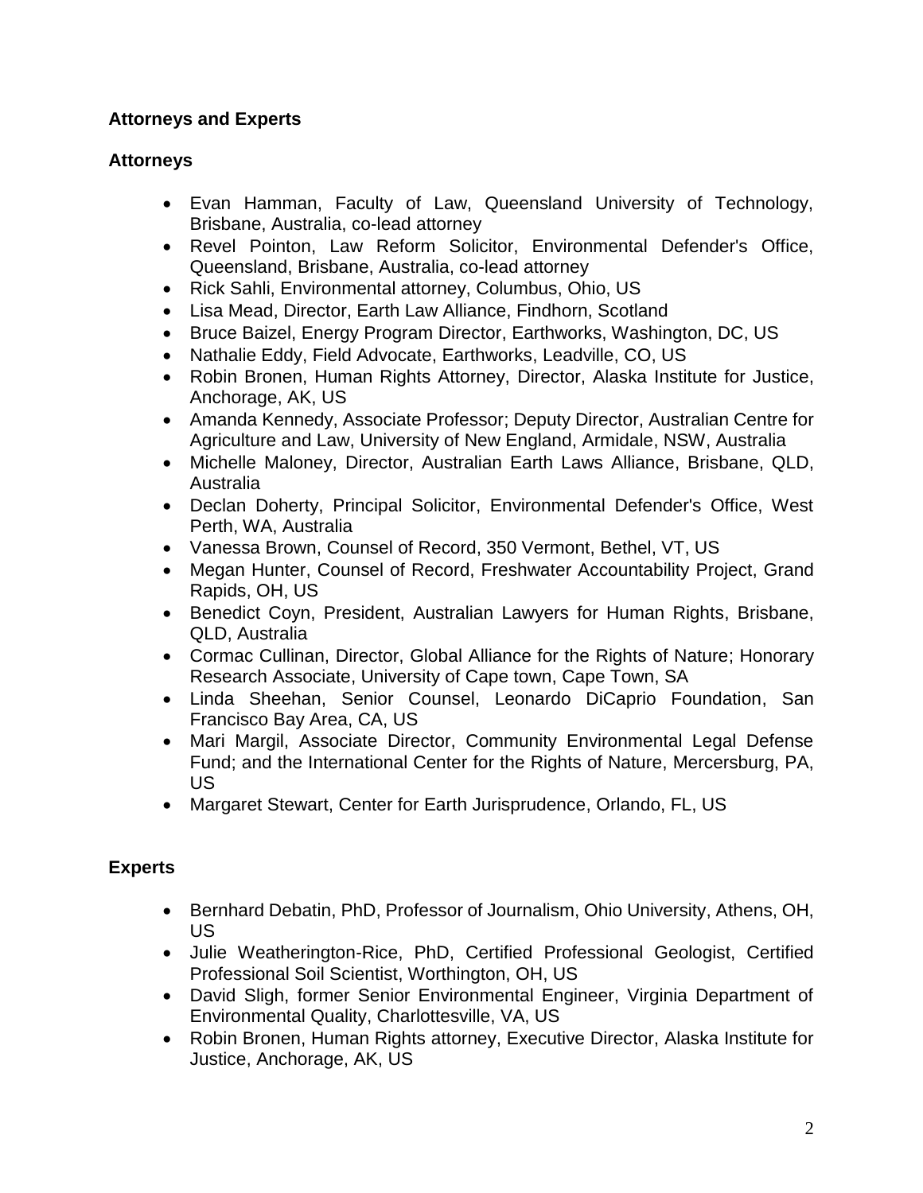### Attorneys and Experts

### Attorneys

- Evan Hamman, Faculty of Law, Queensland University of Technology, Brisbane, Australia, co-lead attorney
- Revel Pointon, Law Reform Solicitor, Environmental Defender's Office, Queensland, Brisbane, Australia, co-lead attorney
- Rick Sahli, Environmental attorney, Columbus, Ohio, US
- Lisa Mead, Director, Earth Law Alliance, Findhorn, Scotland
- Bruce Baizel, Energy Program Director, Earthworks, Washington, DC, US
- Nathalie Eddy, Field Advocate, Earthworks, Leadville, CO, US
- Robin Bronen, Human Rights Attorney, Director, Alaska Institute for Justice, Anchorage, AK, US
- Amanda Kennedy, Associate Professor; Deputy Director, Australian Centre for Agriculture and Law, University of New England, Armidale, NSW, Australia
- Michelle Maloney, Director, Australian Earth Laws Alliance, Brisbane, QLD, Australia
- Declan Doherty, Principal Solicitor, Environmental Defender's Office, West Perth, WA, Australia
- Vanessa Brown, Counsel of Record, 350 Vermont, Bethel, VT, US
- Megan Hunter, Counsel of Record, Freshwater Accountability Project, Grand Rapids, OH, US
- Benedict Coyn, President, Australian Lawyers for Human Rights, Brisbane, QLD, Australia
- Cormac Cullinan, Director, Global Alliance for the Rights of Nature; Honorary Research Associate, University of Cape town, Cape Town, SA
- Linda Sheehan, Senior Counsel, Leonardo DiCaprio Foundation, San Francisco Bay Area, CA, US
- Mari Margil, Associate Director, Community Environmental Legal Defense Fund; and the International Center for the Rights of Nature, Mercersburg, PA, US
- Margaret Stewart, Center for Earth Jurisprudence, Orlando, FL, US

### Experts

- Bernhard Debatin, PhD, Professor of Journalism, Ohio University, Athens, OH, US
- Julie Weatherington-Rice, PhD, Certified Professional Geologist, Certified Professional Soil Scientist, Worthington, OH, US
- David Sligh, former Senior Environmental Engineer, Virginia Department of Environmental Quality, Charlottesville, VA, US
- Robin Bronen, Human Rights attorney, Executive Director, Alaska Institute for Justice, Anchorage, AK, US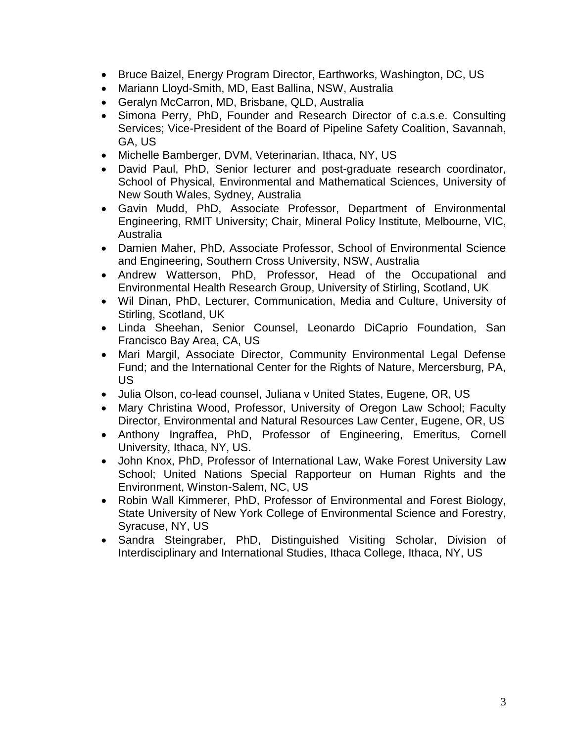- Bruce Baizel, Energy Program Director, Earthworks, Washington, DC, US
- Mariann Lloyd-Smith, MD, East Ballina, NSW, Australia
- Geralyn McCarron, MD, Brisbane, QLD, Australia
- Simona Perry, PhD, Founder and Research Director of c.a.s.e. Consulting Services; Vice-President of the Board of Pipeline Safety Coalition, Savannah, GA, US
- Michelle Bamberger, DVM, Veterinarian, Ithaca, NY, US
- David Paul, PhD, Senior lecturer and post-graduate research coordinator, School of Physical, Environmental and Mathematical Sciences, University of New South Wales, Sydney, Australia
- Gavin Mudd, PhD, Associate Professor, Department of Environmental Engineering, RMIT University; Chair, Mineral Policy Institute, Melbourne, VIC, Australia
- Damien Maher, PhD, Associate Professor, School of Environmental Science and Engineering, Southern Cross University, NSW, Australia
- Andrew Watterson, PhD, Professor, Head of the Occupational and Environmental Health Research Group, University of Stirling, Scotland, UK
- Wil Dinan, PhD, Lecturer, Communication, Media and Culture, University of Stirling, Scotland, UK
- Linda Sheehan, Senior Counsel, Leonardo DiCaprio Foundation, San Francisco Bay Area, CA, US
- Mari Margil, Associate Director, Community Environmental Legal Defense Fund; and the International Center for the Rights of Nature, Mercersburg, PA, US
- Julia Olson, co-lead counsel, Juliana v United States, Eugene, OR, US
- Mary Christina Wood, Professor, University of Oregon Law School; Faculty Director, Environmental and Natural Resources Law Center, Eugene, OR, US
- Anthony Ingraffea, PhD, Professor of Engineering, Emeritus, Cornell University, Ithaca, NY, US.
- John Knox, PhD, Professor of International Law, Wake Forest University Law School; United Nations Special Rapporteur on Human Rights and the Environment, Winston-Salem, NC, US
- Robin Wall Kimmerer, PhD, Professor of Environmental and Forest Biology, State University of New York College of Environmental Science and Forestry, Syracuse, NY, US
- Sandra Steingraber, PhD, Distinguished Visiting Scholar, Division of Interdisciplinary and International Studies, Ithaca College, Ithaca, NY, US